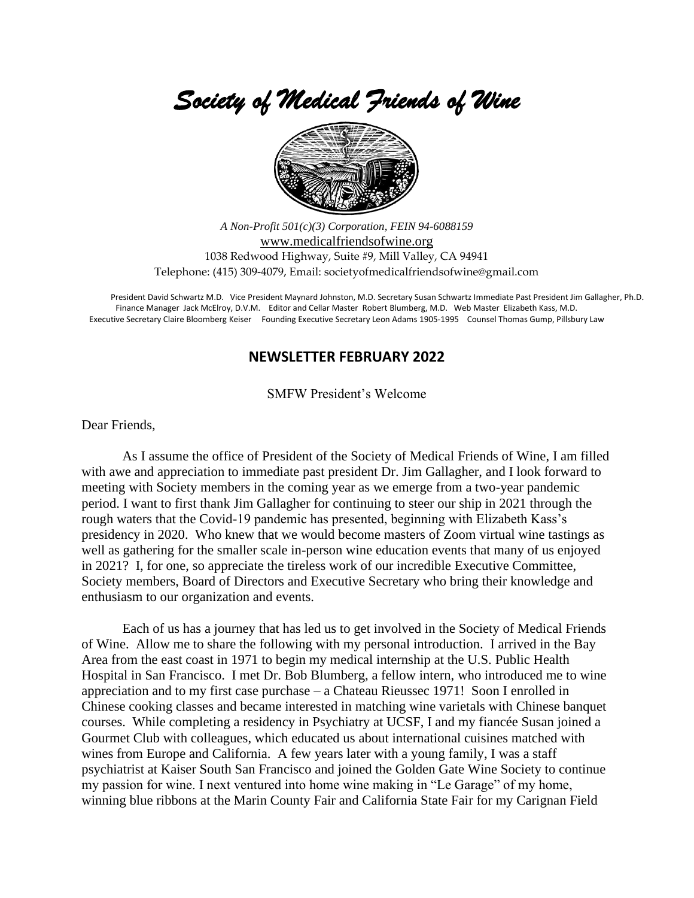# *Society of Medical Friends of Wine*

*A Non-Profit 501(c)(3) Corporation, FEIN 94-6088159*
www.medicalfriendsofwine.org
1038 Redwood Highway, Suite #9, Mill Valley, CA 94941
Telephone: (415) 309-4079, Email: societyofmedicalfriendsofwine@gmail.com

President David Schwartz M.D. Vice President Maynard Johnston, M.D. Secretary Susan Schwartz Immediate Past President Jim Gallagher, Ph.D. Finance Manager Jack McElroy, D.V.M. Editor and Cellar Master Robert Blumberg, M.D. Web Master Elizabeth Kass, M.D. Executive Secretary Claire Bloomberg Keiser Founding Executive Secretary Leon Adams 1905-1995 Counsel Thomas Gump, Pillsbury Law

## NEWSLETTER FEBRUARY 2022

SMFW President's Welcome

Dear Friends,

As I assume the office of President of the Society of Medical Friends of Wine, I am filled with awe and appreciation to immediate past president Dr. Jim Gallagher, and I look forward to meeting with Society members in the coming year as we emerge from a two-year pandemic period. I want to first thank Jim Gallagher for continuing to steer our ship in 2021 through the rough waters that the Covid-19 pandemic has presented, beginning with Elizabeth Kass's presidency in 2020. Who knew that we would become masters of Zoom virtual wine tastings as well as gathering for the smaller scale in-person wine education events that many of us enjoyed in 2021? I, for one, so appreciate the tireless work of our incredible Executive Committee, Society members, Board of Directors and Executive Secretary who bring their knowledge and enthusiasm to our organization and events.

Each of us has a journey that has led us to get involved in the Society of Medical Friends of Wine. Allow me to share the following with my personal introduction. I arrived in the Bay Area from the east coast in 1971 to begin my medical internship at the U.S. Public Health Hospital in San Francisco. I met Dr. Bob Blumberg, a fellow intern, who introduced me to wine appreciation and to my first case purchase – a Chateau Rieussec 1971! Soon I enrolled in Chinese cooking classes and became interested in matching wine varietals with Chinese banquet courses. While completing a residency in Psychiatry at UCSF, I and my fiancée Susan joined a Gourmet Club with colleagues, which educated us about international cuisines matched with wines from Europe and California. A few years later with a young family, I was a staff psychiatrist at Kaiser South San Francisco and joined the Golden Gate Wine Society to continue my passion for wine. I next ventured into home wine making in "Le Garage" of my home, winning blue ribbons at the Marin County Fair and California State Fair for my Carignan Field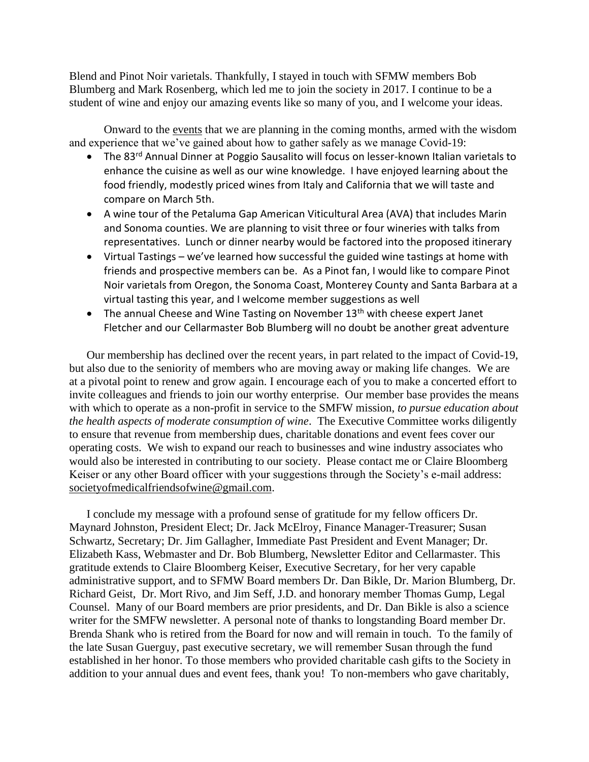Blend and Pinot Noir varietals. Thankfully, I stayed in touch with SFMW members Bob Blumberg and Mark Rosenberg, which led me to join the society in 2017. I continue to be a student of wine and enjoy our amazing events like so many of you, and I welcome your ideas.

Onward to the events that we are planning in the coming months, armed with the wisdom and experience that we've gained about how to gather safely as we manage Covid-19:

- The 83rd Annual Dinner at Poggio Sausalito will focus on lesser-known Italian varietals to enhance the cuisine as well as our wine knowledge. I have enjoyed learning about the food friendly, modestly priced wines from Italy and California that we will taste and compare on March 5th.
- A wine tour of the Petaluma Gap American Viticultural Area (AVA) that includes Marin and Sonoma counties. We are planning to visit three or four wineries with talks from representatives. Lunch or dinner nearby would be factored into the proposed itinerary
- Virtual Tastings – we've learned how successful the guided wine tastings at home with friends and prospective members can be. As a Pinot fan, I would like to compare Pinot Noir varietals from Oregon, the Sonoma Coast, Monterey County and Santa Barbara at a virtual tasting this year, and I welcome member suggestions as well
- The annual Cheese and Wine Tasting on November 13th with cheese expert Janet Fletcher and our Cellarmaster Bob Blumberg will no doubt be another great adventure

Our membership has declined over the recent years, in part related to the impact of Covid-19, but also due to the seniority of members who are moving away or making life changes. We are at a pivotal point to renew and grow again. I encourage each of you to make a concerted effort to invite colleagues and friends to join our worthy enterprise. Our member base provides the means with which to operate as a non-profit in service to the SMFW mission, *to pursue education about the health aspects of moderate consumption of wine*. The Executive Committee works diligently to ensure that revenue from membership dues, charitable donations and event fees cover our operating costs. We wish to expand our reach to businesses and wine industry associates who would also be interested in contributing to our society. Please contact me or Claire Bloomberg Keiser or any other Board officer with your suggestions through the Society's e-mail address: societyofmedicalfriendsofwine@gmail.com.

I conclude my message with a profound sense of gratitude for my fellow officers Dr. Maynard Johnston, President Elect; Dr. Jack McElroy, Finance Manager-Treasurer; Susan Schwartz, Secretary; Dr. Jim Gallagher, Immediate Past President and Event Manager; Dr. Elizabeth Kass, Webmaster and Dr. Bob Blumberg, Newsletter Editor and Cellarmaster. This gratitude extends to Claire Bloomberg Keiser, Executive Secretary, for her very capable administrative support, and to SFMW Board members Dr. Dan Bikle, Dr. Marion Blumberg, Dr. Richard Geist, Dr. Mort Rivo, and Jim Seff, J.D. and honorary member Thomas Gump, Legal Counsel. Many of our Board members are prior presidents, and Dr. Dan Bikle is also a science writer for the SMFW newsletter. A personal note of thanks to longstanding Board member Dr. Brenda Shank who is retired from the Board for now and will remain in touch. To the family of the late Susan Guerguy, past executive secretary, we will remember Susan through the fund established in her honor. To those members who provided charitable cash gifts to the Society in addition to your annual dues and event fees, thank you! To non-members who gave charitably,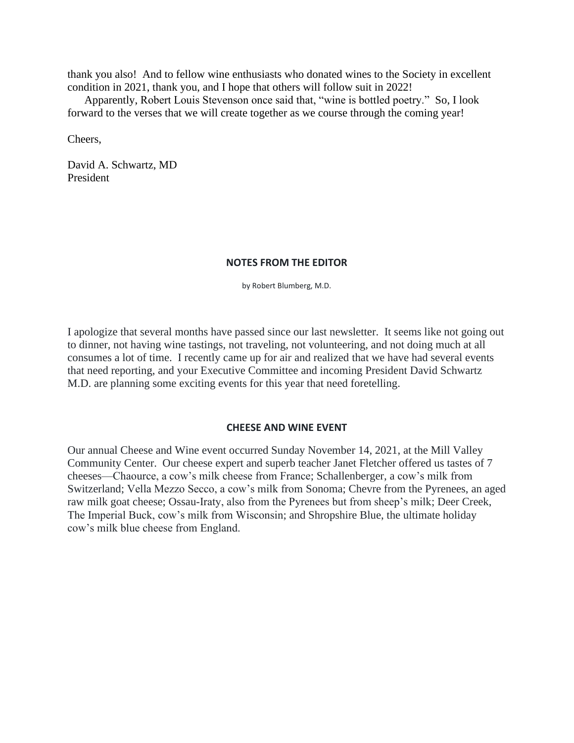thank you also! And to fellow wine enthusiasts who donated wines to the Society in excellent condition in 2021, thank you, and I hope that others will follow suit in 2022!

Apparently, Robert Louis Stevenson once said that, "wine is bottled poetry." So, I look forward to the verses that we will create together as we course through the coming year!

Cheers,

David A. Schwartz, MD
President

## NOTES FROM THE EDITOR

by Robert Blumberg, M.D.

I apologize that several months have passed since our last newsletter. It seems like not going out to dinner, not having wine tastings, not traveling, not volunteering, and not doing much at all consumes a lot of time. I recently came up for air and realized that we have had several events that need reporting, and your Executive Committee and incoming President David Schwartz M.D. are planning some exciting events for this year that need foretelling.

## CHEESE AND WINE EVENT

Our annual Cheese and Wine event occurred Sunday November 14, 2021, at the Mill Valley Community Center. Our cheese expert and superb teacher Janet Fletcher offered us tastes of 7 cheeses—Chaource, a cow's milk cheese from France; Schallenberger, a cow's milk from Switzerland; Vella Mezzo Secco, a cow's milk from Sonoma; Chevre from the Pyrenees, an aged raw milk goat cheese; Ossau-Iraty, also from the Pyrenees but from sheep's milk; Deer Creek, The Imperial Buck, cow's milk from Wisconsin; and Shropshire Blue, the ultimate holiday cow's milk blue cheese from England.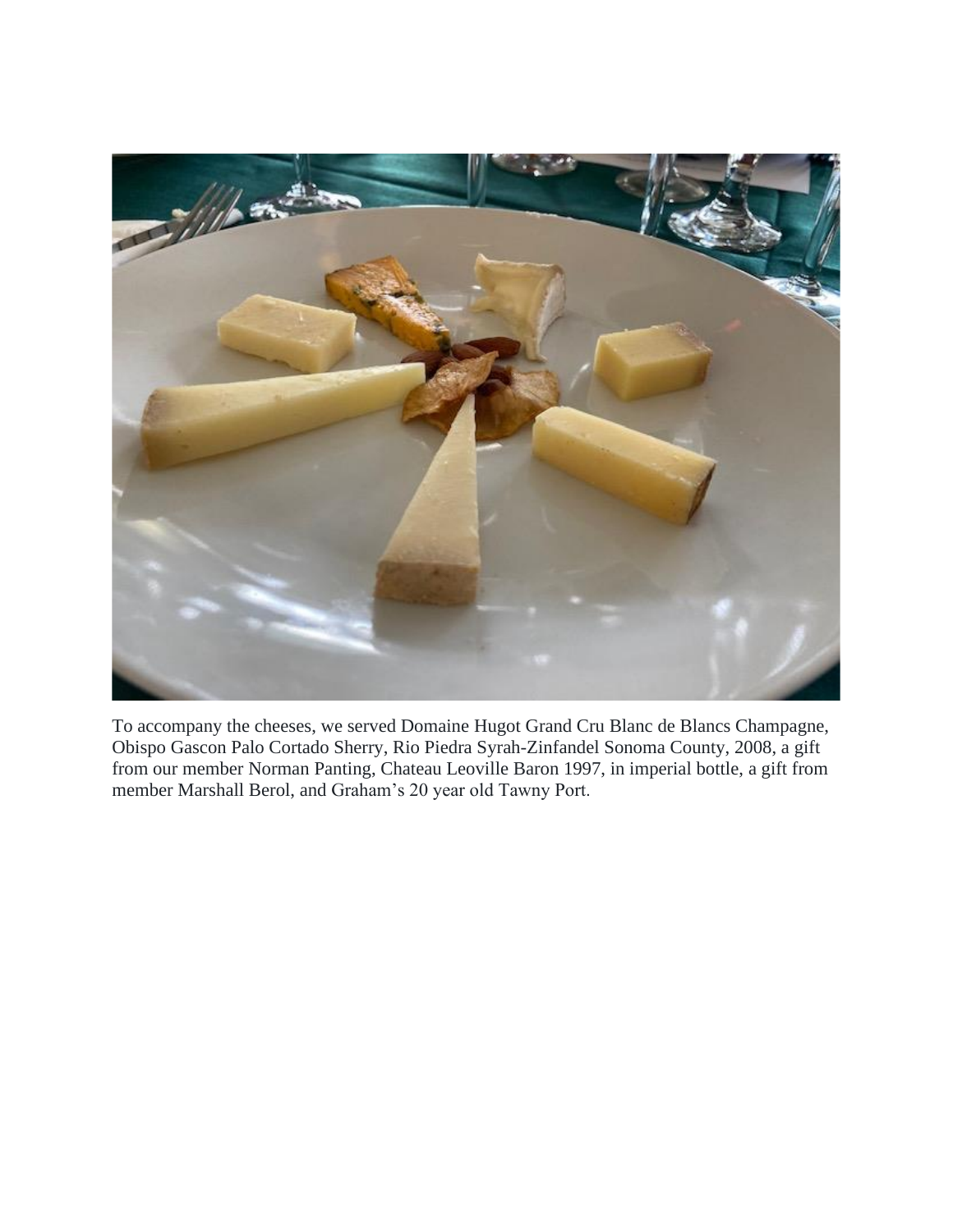To accompany the cheeses, we served Domaine Hugot Grand Cru Blanc de Blancs Champagne, Obispo Gascon Palo Cortado Sherry, Rio Piedra Syrah-Zinfandel Sonoma County, 2008, a gift from our member Norman Panting, Chateau Leoville Baron 1997, in imperial bottle, a gift from member Marshall Berol, and Graham's 20 year old Tawny Port.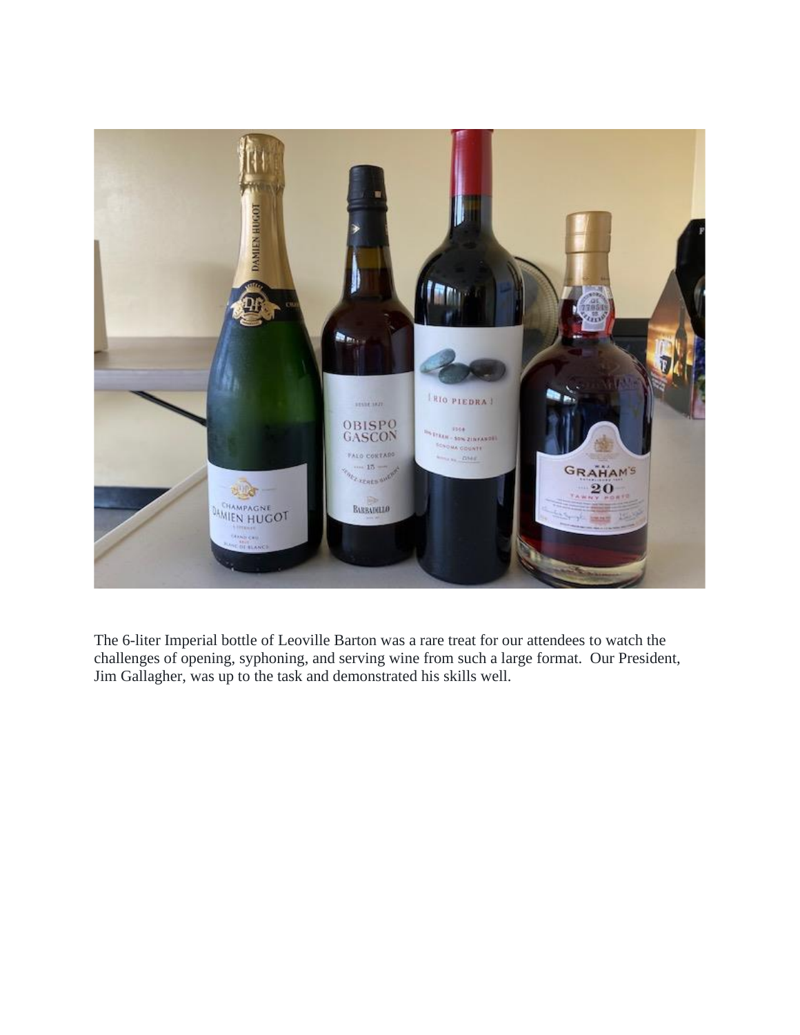The 6-liter Imperial bottle of Leoville Barton was a rare treat for our attendees to watch the challenges of opening, syphoning, and serving wine from such a large format. Our President, Jim Gallagher, was up to the task and demonstrated his skills well.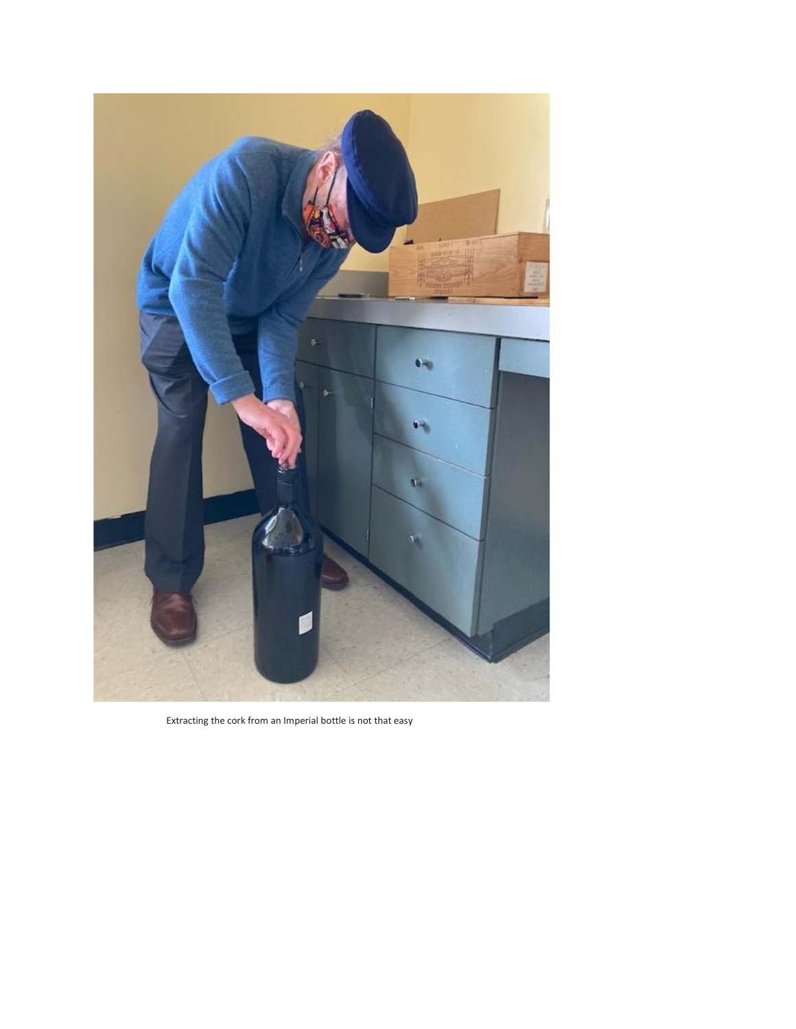Extracting the cork from an Imperial bottle is not that easy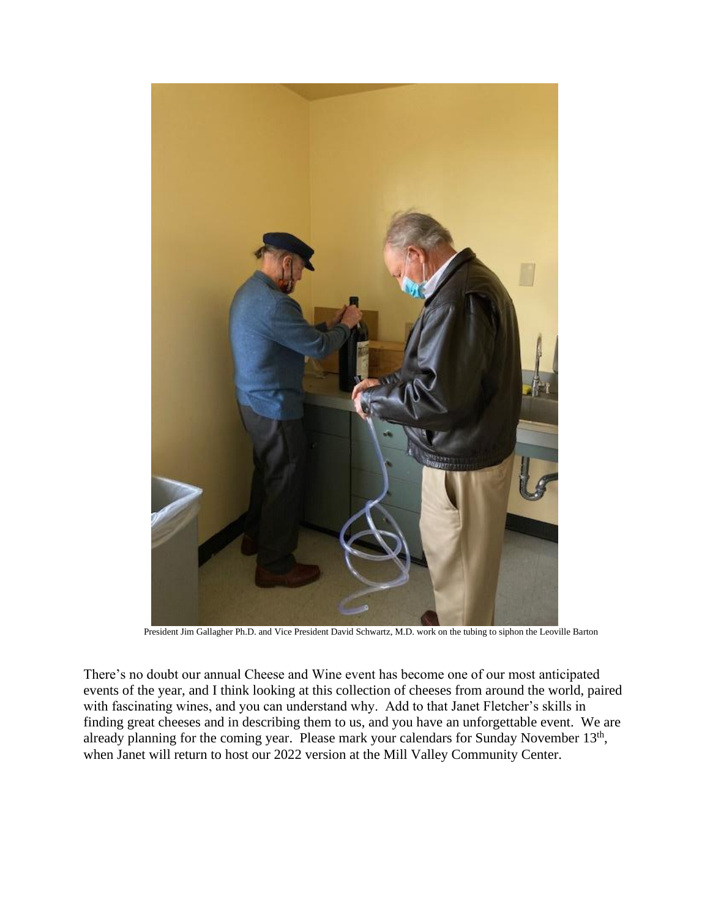President Jim Gallagher Ph.D. and Vice President David Schwartz, M.D. work on the tubing to siphon the Leoville Barton

There's no doubt our annual Cheese and Wine event has become one of our most anticipated events of the year, and I think looking at this collection of cheeses from around the world, paired with fascinating wines, and you can understand why. Add to that Janet Fletcher's skills in finding great cheeses and in describing them to us, and you have an unforgettable event. We are already planning for the coming year. Please mark your calendars for Sunday November 13th, when Janet will return to host our 2022 version at the Mill Valley Community Center.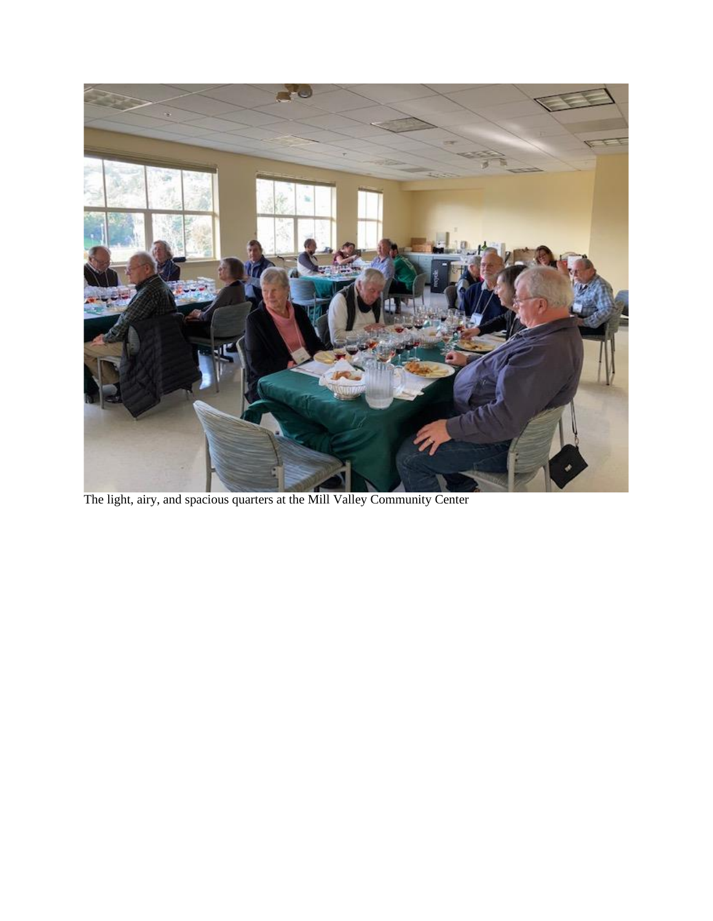The light, airy, and spacious quarters at the Mill Valley Community Center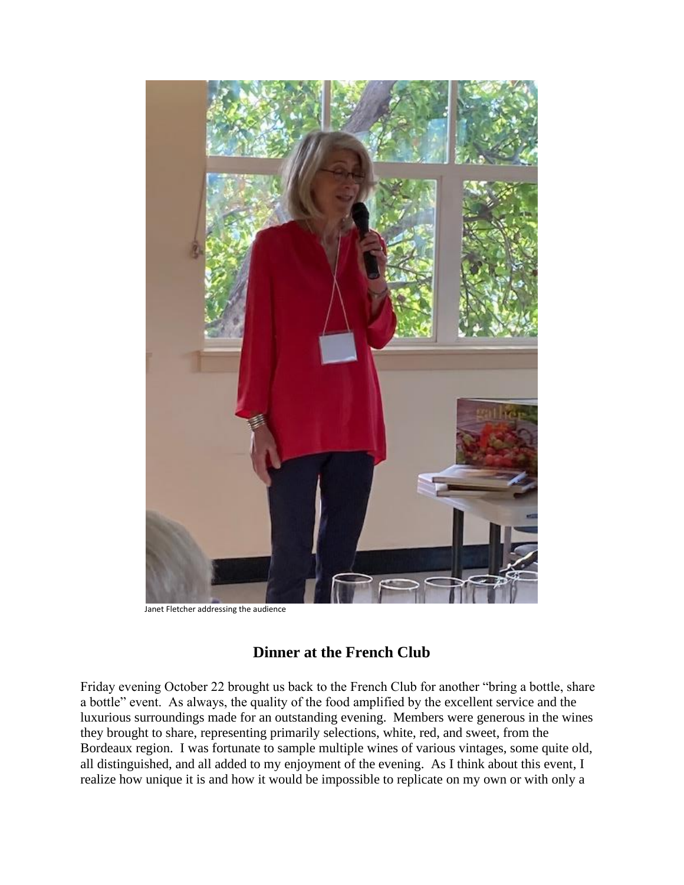Janet Fletcher addressing the audience

## Dinner at the French Club

Friday evening October 22 brought us back to the French Club for another "bring a bottle, share a bottle" event. As always, the quality of the food amplified by the excellent service and the luxurious surroundings made for an outstanding evening. Members were generous in the wines they brought to share, representing primarily selections, white, red, and sweet, from the Bordeaux region. I was fortunate to sample multiple wines of various vintages, some quite old, all distinguished, and all added to my enjoyment of the evening. As I think about this event, I realize how unique it is and how it would be impossible to replicate on my own or with only a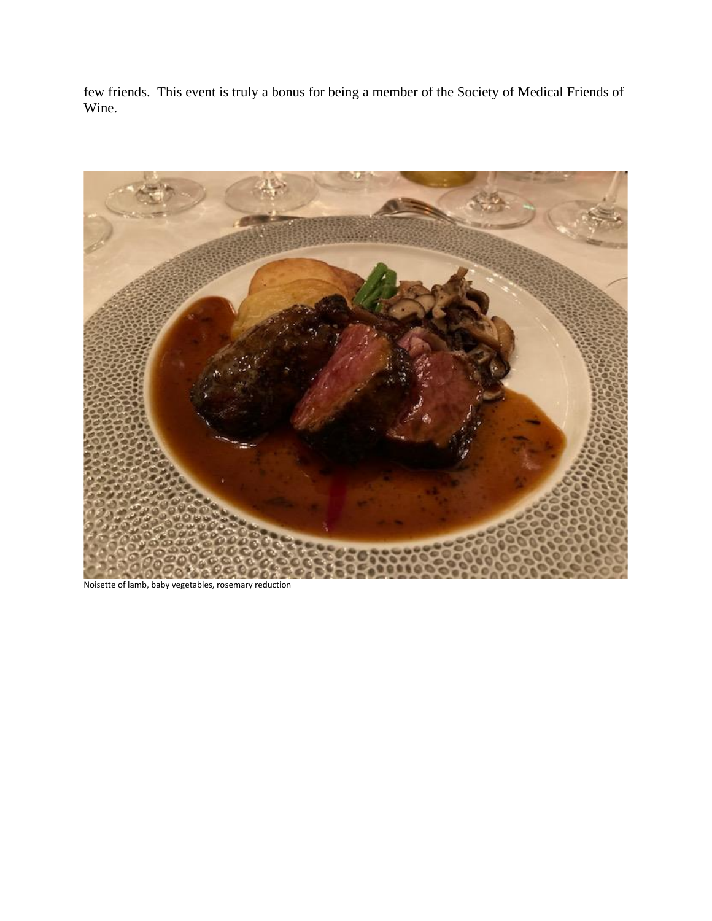few friends. This event is truly a bonus for being a member of the Society of Medical Friends of Wine.

Noisette of lamb, baby vegetables, rosemary reduction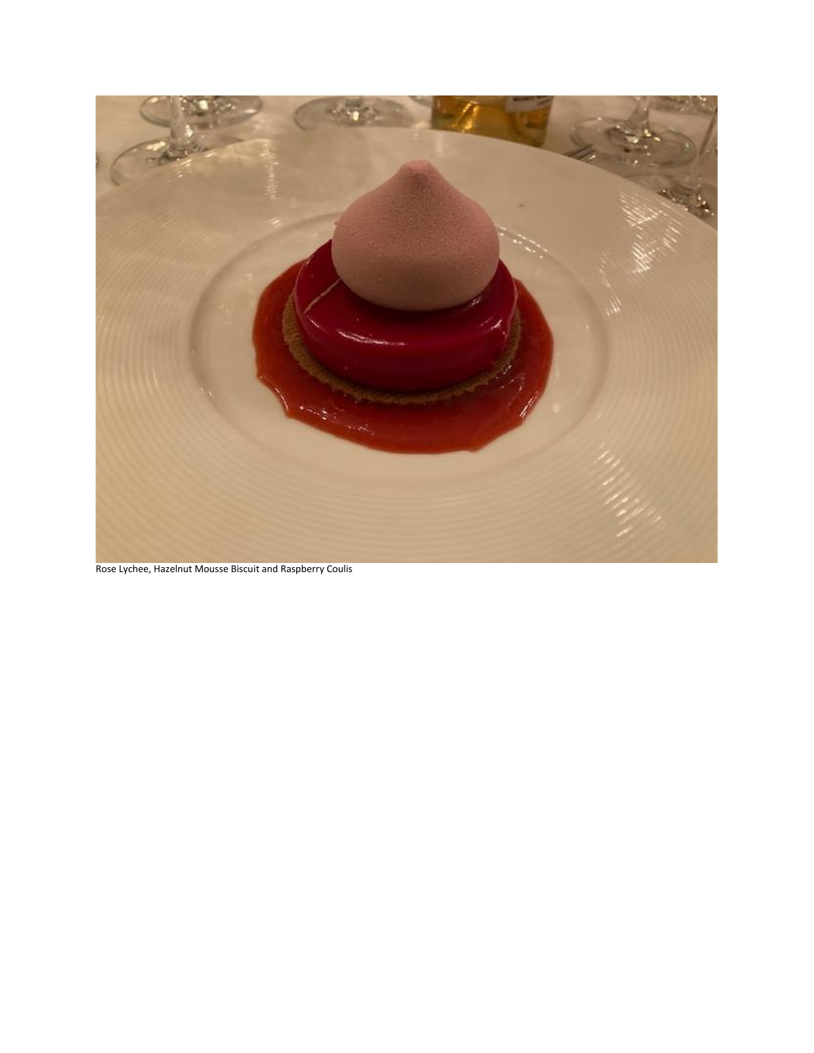Rose Lychee, Hazelnut Mousse Biscuit and Raspberry Coulis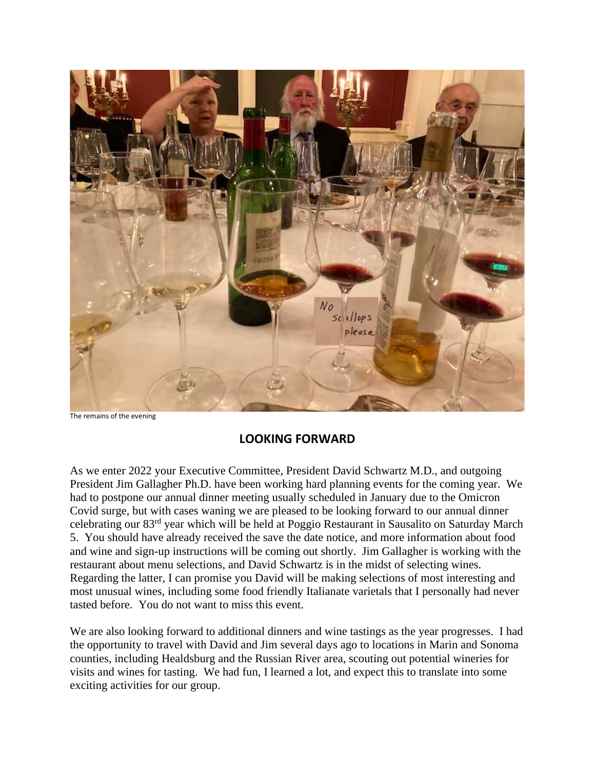The remains of the evening

## LOOKING FORWARD

As we enter 2022 your Executive Committee, President David Schwartz M.D., and outgoing President Jim Gallagher Ph.D. have been working hard planning events for the coming year. We had to postpone our annual dinner meeting usually scheduled in January due to the Omicron Covid surge, but with cases waning we are pleased to be looking forward to our annual dinner celebrating our 83rd year which will be held at Poggio Restaurant in Sausalito on Saturday March 5. You should have already received the save the date notice, and more information about food and wine and sign-up instructions will be coming out shortly. Jim Gallagher is working with the restaurant about menu selections, and David Schwartz is in the midst of selecting wines. Regarding the latter, I can promise you David will be making selections of most interesting and most unusual wines, including some food friendly Italianate varietals that I personally had never tasted before. You do not want to miss this event.

We are also looking forward to additional dinners and wine tastings as the year progresses. I had the opportunity to travel with David and Jim several days ago to locations in Marin and Sonoma counties, including Healdsburg and the Russian River area, scouting out potential wineries for visits and wines for tasting. We had fun, I learned a lot, and expect this to translate into some exciting activities for our group.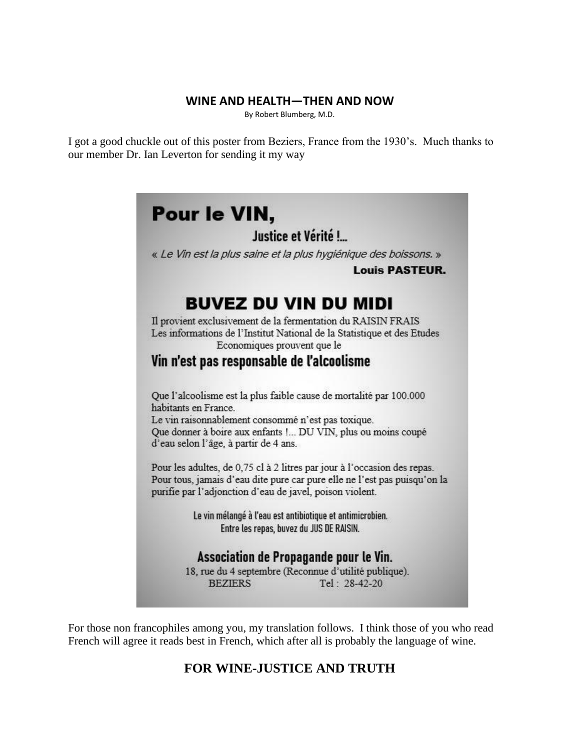## WINE AND HEALTH—THEN AND NOW

By Robert Blumberg, M.D.

I got a good chuckle out of this poster from Beziers, France from the 1930's. Much thanks to our member Dr. Ian Leverton for sending it my way

# Pour le VIN,

### Justice et Vérité !...

*« Le Vin est la plus saine et la plus hygiénique des boissons. »*

**Louis PASTEUR.**

## BUVEZ DU VIN DU MIDI

Il provient exclusivement de la fermentation du RAISIN FRAIS
Les informations de l'Institut National de la Statistique et des Etudes Economiques prouvent que le

### Vin n'est pas responsable de l'alcoolisme

Que l'alcoolisme est la plus faible cause de mortalité par 100.000 habitants en France.
Le vin raisonnablement consommé n'est pas toxique.
Que donner à boire aux enfants !... DU VIN, plus ou moins coupé d'eau selon l'âge, à partir de 4 ans.

Pour les adultes, de 0,75 cl à 2 litres par jour à l'occasion des repas.
Pour tous, jamais d'eau dite pure car pure elle ne l'est pas puisqu'on la purifie par l'adjonction d'eau de javel, poison violent.

Le vin mélangé à l'eau est antibiotique et antimicrobien.
Entre les repas, buvez du JUS DE RAISIN.

### Association de Propagande pour le Vin.

18, rue du 4 septembre (Reconnue d'utilité publique).
BEZIERS Tel : 28-42-20

For those non francophiles among you, my translation follows. I think those of you who read French will agree it reads best in French, which after all is probably the language of wine.

## FOR WINE-JUSTICE AND TRUTH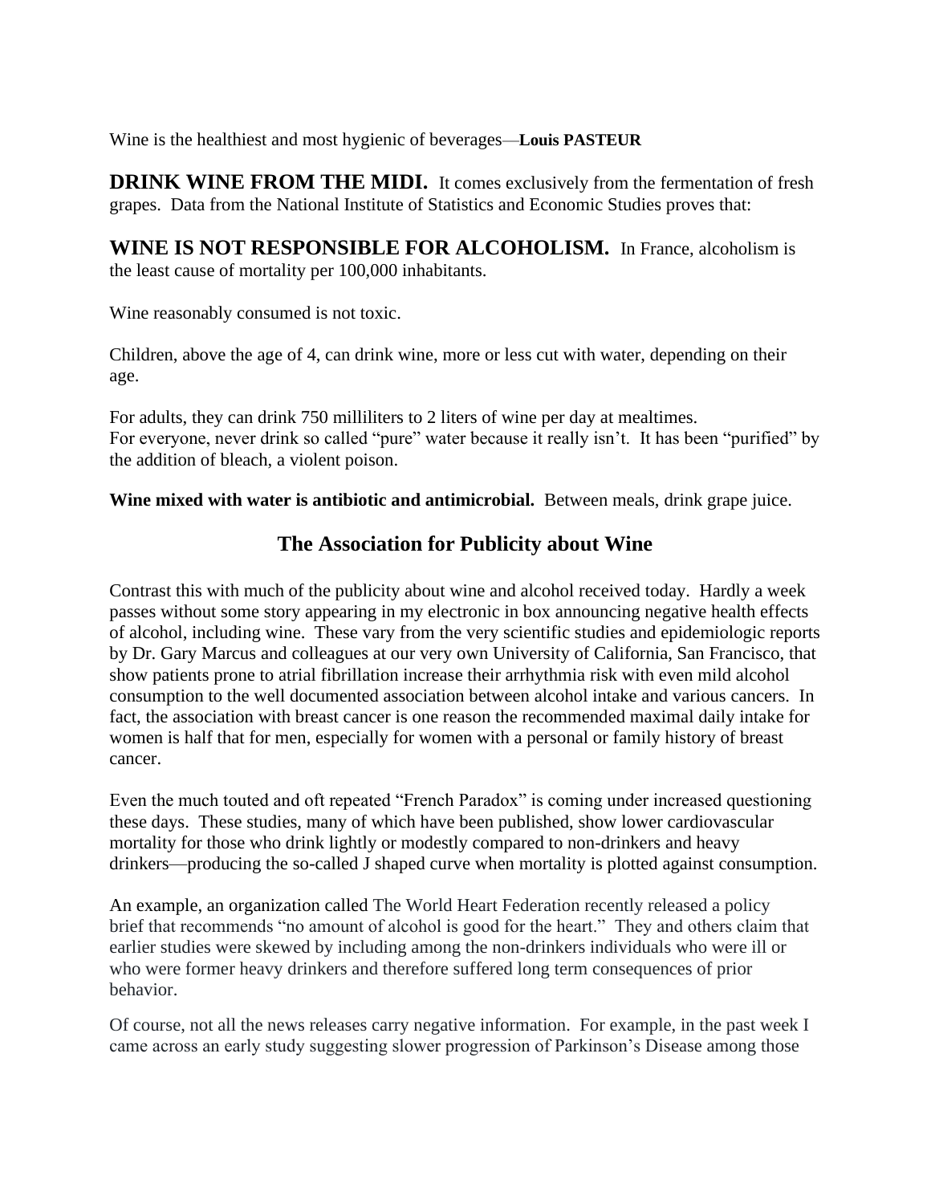Wine is the healthiest and most hygienic of beverages—**Louis PASTEUR**

**DRINK WINE FROM THE MIDI.** It comes exclusively from the fermentation of fresh grapes. Data from the National Institute of Statistics and Economic Studies proves that:

**WINE IS NOT RESPONSIBLE FOR ALCOHOLISM.** In France, alcoholism is the least cause of mortality per 100,000 inhabitants.

Wine reasonably consumed is not toxic.

Children, above the age of 4, can drink wine, more or less cut with water, depending on their age.

For adults, they can drink 750 milliliters to 2 liters of wine per day at mealtimes.
For everyone, never drink so called "pure" water because it really isn't. It has been "purified" by the addition of bleach, a violent poison.

**Wine mixed with water is antibiotic and antimicrobial.** Between meals, drink grape juice.

## The Association for Publicity about Wine

Contrast this with much of the publicity about wine and alcohol received today. Hardly a week passes without some story appearing in my electronic in box announcing negative health effects of alcohol, including wine. These vary from the very scientific studies and epidemiologic reports by Dr. Gary Marcus and colleagues at our very own University of California, San Francisco, that show patients prone to atrial fibrillation increase their arrhythmia risk with even mild alcohol consumption to the well documented association between alcohol intake and various cancers. In fact, the association with breast cancer is one reason the recommended maximal daily intake for women is half that for men, especially for women with a personal or family history of breast cancer.

Even the much touted and oft repeated "French Paradox" is coming under increased questioning these days. These studies, many of which have been published, show lower cardiovascular mortality for those who drink lightly or modestly compared to non-drinkers and heavy drinkers—producing the so-called J shaped curve when mortality is plotted against consumption.

An example, an organization called The World Heart Federation recently released a policy brief that recommends "no amount of alcohol is good for the heart." They and others claim that earlier studies were skewed by including among the non-drinkers individuals who were ill or who were former heavy drinkers and therefore suffered long term consequences of prior behavior.

Of course, not all the news releases carry negative information. For example, in the past week I came across an early study suggesting slower progression of Parkinson's Disease among those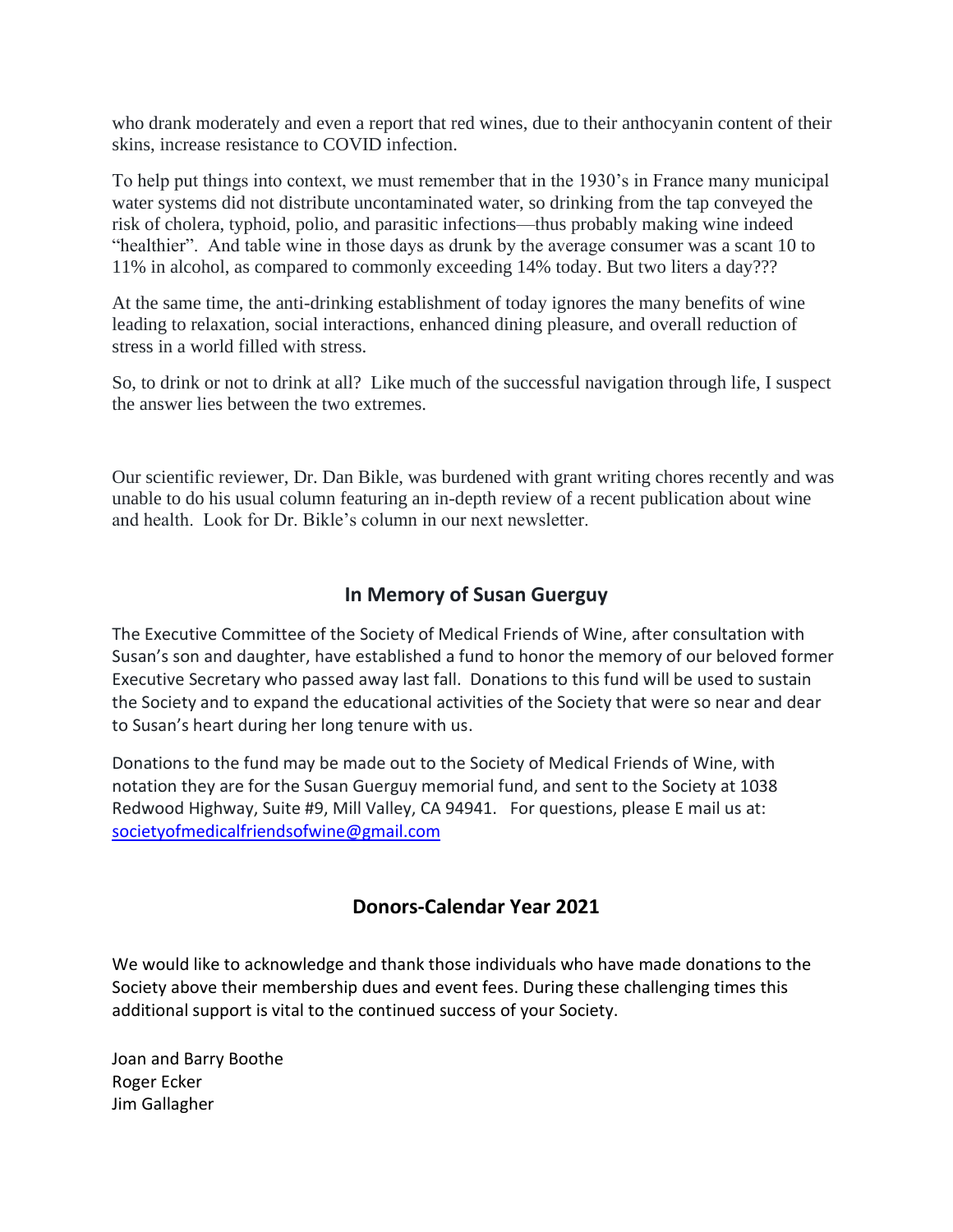who drank moderately and even a report that red wines, due to their anthocyanin content of their skins, increase resistance to COVID infection.

To help put things into context, we must remember that in the 1930's in France many municipal water systems did not distribute uncontaminated water, so drinking from the tap conveyed the risk of cholera, typhoid, polio, and parasitic infections—thus probably making wine indeed "healthier". And table wine in those days as drunk by the average consumer was a scant 10 to 11% in alcohol, as compared to commonly exceeding 14% today. But two liters a day???

At the same time, the anti-drinking establishment of today ignores the many benefits of wine leading to relaxation, social interactions, enhanced dining pleasure, and overall reduction of stress in a world filled with stress.

So, to drink or not to drink at all? Like much of the successful navigation through life, I suspect the answer lies between the two extremes.

Our scientific reviewer, Dr. Dan Bikle, was burdened with grant writing chores recently and was unable to do his usual column featuring an in-depth review of a recent publication about wine and health. Look for Dr. Bikle's column in our next newsletter.

## In Memory of Susan Guerguy

The Executive Committee of the Society of Medical Friends of Wine, after consultation with Susan's son and daughter, have established a fund to honor the memory of our beloved former Executive Secretary who passed away last fall. Donations to this fund will be used to sustain the Society and to expand the educational activities of the Society that were so near and dear to Susan's heart during her long tenure with us.

Donations to the fund may be made out to the Society of Medical Friends of Wine, with notation they are for the Susan Guerguy memorial fund, and sent to the Society at 1038 Redwood Highway, Suite #9, Mill Valley, CA 94941. For questions, please E mail us at: societyofmedicalfriendsofwine@gmail.com

## Donors-Calendar Year 2021

We would like to acknowledge and thank those individuals who have made donations to the Society above their membership dues and event fees. During these challenging times this additional support is vital to the continued success of your Society.

Joan and Barry Boothe
Roger Ecker
Jim Gallagher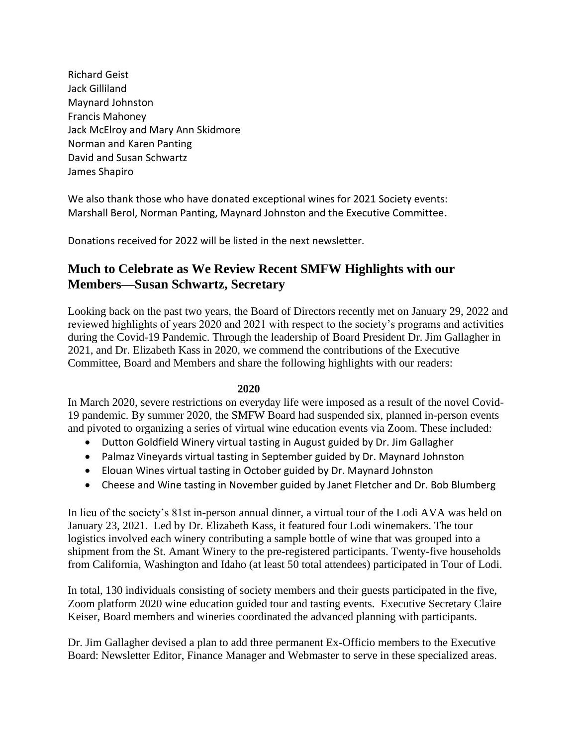Richard Geist
Jack Gilliland
Maynard Johnston
Francis Mahoney
Jack McElroy and Mary Ann Skidmore
Norman and Karen Panting
David and Susan Schwartz
James Shapiro

We also thank those who have donated exceptional wines for 2021 Society events: Marshall Berol, Norman Panting, Maynard Johnston and the Executive Committee.

Donations received for 2022 will be listed in the next newsletter.

## Much to Celebrate as We Review Recent SMFW Highlights with our Members—Susan Schwartz, Secretary

Looking back on the past two years, the Board of Directors recently met on January 29, 2022 and reviewed highlights of years 2020 and 2021 with respect to the society's programs and activities during the Covid-19 Pandemic. Through the leadership of Board President Dr. Jim Gallagher in 2021, and Dr. Elizabeth Kass in 2020, we commend the contributions of the Executive Committee, Board and Members and share the following highlights with our readers:

**2020**

In March 2020, severe restrictions on everyday life were imposed as a result of the novel Covid-19 pandemic. By summer 2020, the SMFW Board had suspended six, planned in-person events and pivoted to organizing a series of virtual wine education events via Zoom. These included:

- Dutton Goldfield Winery virtual tasting in August guided by Dr. Jim Gallagher
- Palmaz Vineyards virtual tasting in September guided by Dr. Maynard Johnston
- Elouan Wines virtual tasting in October guided by Dr. Maynard Johnston
- Cheese and Wine tasting in November guided by Janet Fletcher and Dr. Bob Blumberg

In lieu of the society's 81st in-person annual dinner, a virtual tour of the Lodi AVA was held on January 23, 2021. Led by Dr. Elizabeth Kass, it featured four Lodi winemakers. The tour logistics involved each winery contributing a sample bottle of wine that was grouped into a shipment from the St. Amant Winery to the pre-registered participants. Twenty-five households from California, Washington and Idaho (at least 50 total attendees) participated in Tour of Lodi.

In total, 130 individuals consisting of society members and their guests participated in the five, Zoom platform 2020 wine education guided tour and tasting events. Executive Secretary Claire Keiser, Board members and wineries coordinated the advanced planning with participants.

Dr. Jim Gallagher devised a plan to add three permanent Ex-Officio members to the Executive Board: Newsletter Editor, Finance Manager and Webmaster to serve in these specialized areas.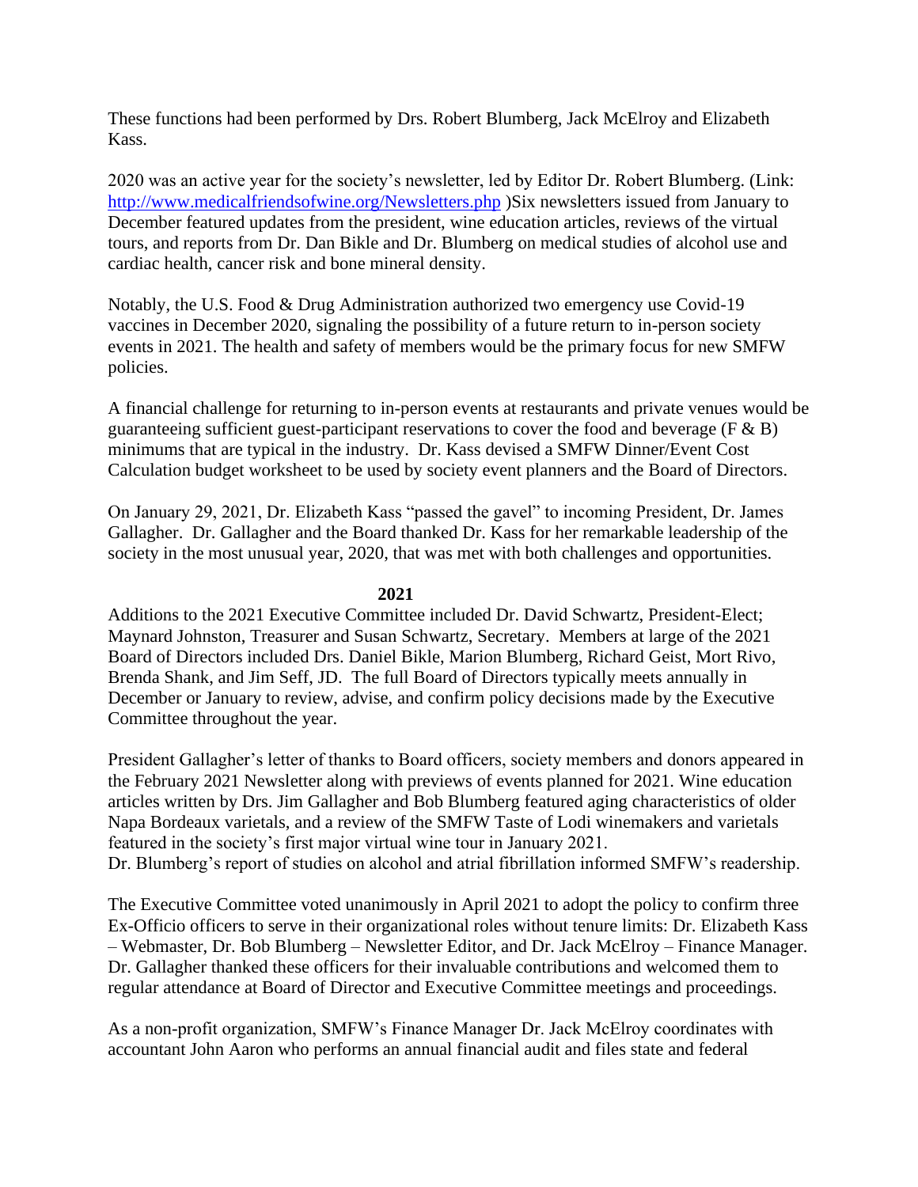These functions had been performed by Drs. Robert Blumberg, Jack McElroy and Elizabeth Kass.

2020 was an active year for the society's newsletter, led by Editor Dr. Robert Blumberg. (Link: http://www.medicalfriendsofwine.org/Newsletters.php )Six newsletters issued from January to December featured updates from the president, wine education articles, reviews of the virtual tours, and reports from Dr. Dan Bikle and Dr. Blumberg on medical studies of alcohol use and cardiac health, cancer risk and bone mineral density.

Notably, the U.S. Food & Drug Administration authorized two emergency use Covid-19 vaccines in December 2020, signaling the possibility of a future return to in-person society events in 2021. The health and safety of members would be the primary focus for new SMFW policies.

A financial challenge for returning to in-person events at restaurants and private venues would be guaranteeing sufficient guest-participant reservations to cover the food and beverage (F & B) minimums that are typical in the industry. Dr. Kass devised a SMFW Dinner/Event Cost Calculation budget worksheet to be used by society event planners and the Board of Directors.

On January 29, 2021, Dr. Elizabeth Kass "passed the gavel" to incoming President, Dr. James Gallagher. Dr. Gallagher and the Board thanked Dr. Kass for her remarkable leadership of the society in the most unusual year, 2020, that was met with both challenges and opportunities.

## 2021

Additions to the 2021 Executive Committee included Dr. David Schwartz, President-Elect; Maynard Johnston, Treasurer and Susan Schwartz, Secretary. Members at large of the 2021 Board of Directors included Drs. Daniel Bikle, Marion Blumberg, Richard Geist, Mort Rivo, Brenda Shank, and Jim Seff, JD. The full Board of Directors typically meets annually in December or January to review, advise, and confirm policy decisions made by the Executive Committee throughout the year.

President Gallagher's letter of thanks to Board officers, society members and donors appeared in the February 2021 Newsletter along with previews of events planned for 2021. Wine education articles written by Drs. Jim Gallagher and Bob Blumberg featured aging characteristics of older Napa Bordeaux varietals, and a review of the SMFW Taste of Lodi winemakers and varietals featured in the society's first major virtual wine tour in January 2021.
Dr. Blumberg's report of studies on alcohol and atrial fibrillation informed SMFW's readership.

The Executive Committee voted unanimously in April 2021 to adopt the policy to confirm three Ex-Officio officers to serve in their organizational roles without tenure limits: Dr. Elizabeth Kass – Webmaster, Dr. Bob Blumberg – Newsletter Editor, and Dr. Jack McElroy – Finance Manager. Dr. Gallagher thanked these officers for their invaluable contributions and welcomed them to regular attendance at Board of Director and Executive Committee meetings and proceedings.

As a non-profit organization, SMFW's Finance Manager Dr. Jack McElroy coordinates with accountant John Aaron who performs an annual financial audit and files state and federal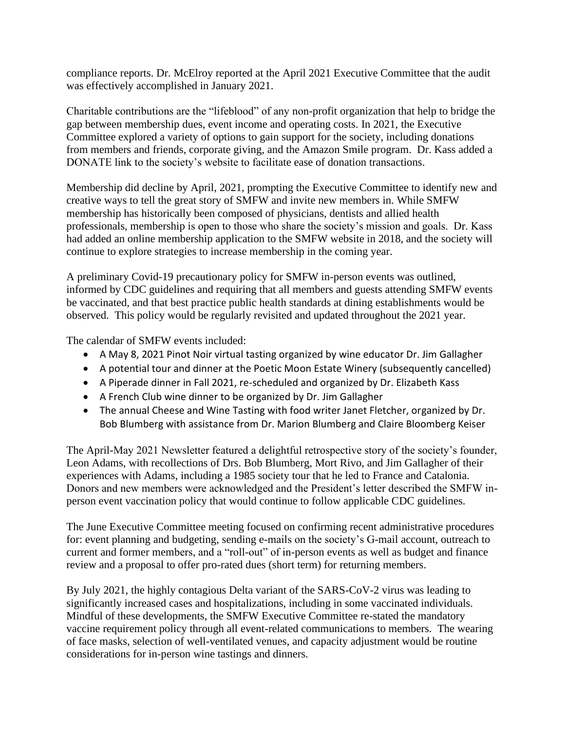compliance reports. Dr. McElroy reported at the April 2021 Executive Committee that the audit was effectively accomplished in January 2021.

Charitable contributions are the "lifeblood" of any non-profit organization that help to bridge the gap between membership dues, event income and operating costs. In 2021, the Executive Committee explored a variety of options to gain support for the society, including donations from members and friends, corporate giving, and the Amazon Smile program. Dr. Kass added a DONATE link to the society's website to facilitate ease of donation transactions.

Membership did decline by April, 2021, prompting the Executive Committee to identify new and creative ways to tell the great story of SMFW and invite new members in. While SMFW membership has historically been composed of physicians, dentists and allied health professionals, membership is open to those who share the society's mission and goals. Dr. Kass had added an online membership application to the SMFW website in 2018, and the society will continue to explore strategies to increase membership in the coming year.

A preliminary Covid-19 precautionary policy for SMFW in-person events was outlined, informed by CDC guidelines and requiring that all members and guests attending SMFW events be vaccinated, and that best practice public health standards at dining establishments would be observed. This policy would be regularly revisited and updated throughout the 2021 year.

The calendar of SMFW events included:

- A May 8, 2021 Pinot Noir virtual tasting organized by wine educator Dr. Jim Gallagher
- A potential tour and dinner at the Poetic Moon Estate Winery (subsequently cancelled)
- A Piperade dinner in Fall 2021, re-scheduled and organized by Dr. Elizabeth Kass
- A French Club wine dinner to be organized by Dr. Jim Gallagher
- The annual Cheese and Wine Tasting with food writer Janet Fletcher, organized by Dr. Bob Blumberg with assistance from Dr. Marion Blumberg and Claire Bloomberg Keiser

The April-May 2021 Newsletter featured a delightful retrospective story of the society's founder, Leon Adams, with recollections of Drs. Bob Blumberg, Mort Rivo, and Jim Gallagher of their experiences with Adams, including a 1985 society tour that he led to France and Catalonia. Donors and new members were acknowledged and the President's letter described the SMFW in-person event vaccination policy that would continue to follow applicable CDC guidelines.

The June Executive Committee meeting focused on confirming recent administrative procedures for: event planning and budgeting, sending e-mails on the society's G-mail account, outreach to current and former members, and a "roll-out" of in-person events as well as budget and finance review and a proposal to offer pro-rated dues (short term) for returning members.

By July 2021, the highly contagious Delta variant of the SARS-CoV-2 virus was leading to significantly increased cases and hospitalizations, including in some vaccinated individuals. Mindful of these developments, the SMFW Executive Committee re-stated the mandatory vaccine requirement policy through all event-related communications to members. The wearing of face masks, selection of well-ventilated venues, and capacity adjustment would be routine considerations for in-person wine tastings and dinners.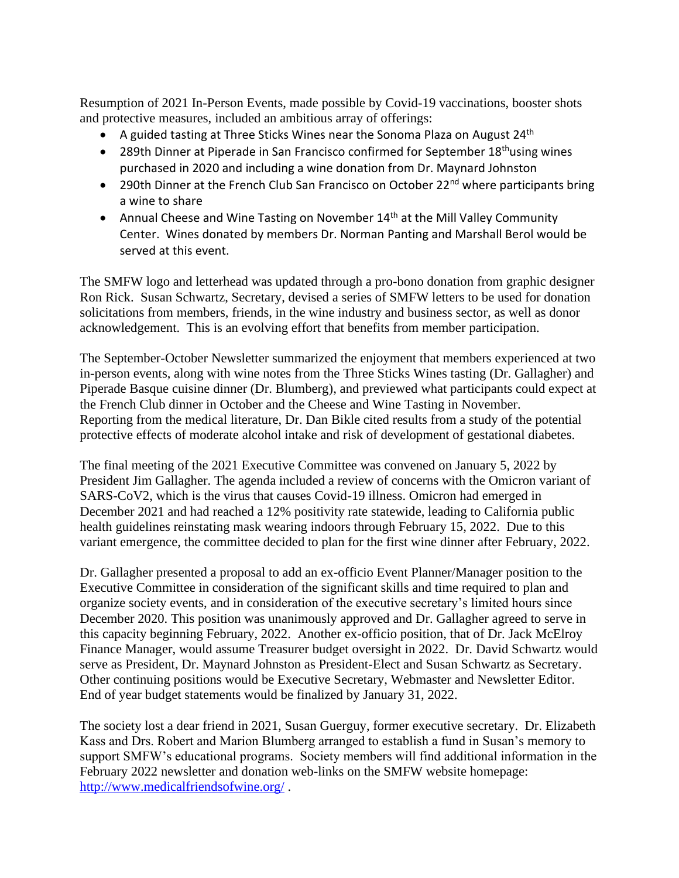Resumption of 2021 In-Person Events, made possible by Covid-19 vaccinations, booster shots and protective measures, included an ambitious array of offerings:

- A guided tasting at Three Sticks Wines near the Sonoma Plaza on August 24th
- 289th Dinner at Piperade in San Francisco confirmed for September 18th using wines purchased in 2020 and including a wine donation from Dr. Maynard Johnston
- 290th Dinner at the French Club San Francisco on October 22nd where participants bring a wine to share
- Annual Cheese and Wine Tasting on November 14th at the Mill Valley Community Center. Wines donated by members Dr. Norman Panting and Marshall Berol would be served at this event.

The SMFW logo and letterhead was updated through a pro-bono donation from graphic designer Ron Rick. Susan Schwartz, Secretary, devised a series of SMFW letters to be used for donation solicitations from members, friends, in the wine industry and business sector, as well as donor acknowledgement. This is an evolving effort that benefits from member participation.

The September-October Newsletter summarized the enjoyment that members experienced at two in-person events, along with wine notes from the Three Sticks Wines tasting (Dr. Gallagher) and Piperade Basque cuisine dinner (Dr. Blumberg), and previewed what participants could expect at the French Club dinner in October and the Cheese and Wine Tasting in November. Reporting from the medical literature, Dr. Dan Bikle cited results from a study of the potential protective effects of moderate alcohol intake and risk of development of gestational diabetes.

The final meeting of the 2021 Executive Committee was convened on January 5, 2022 by President Jim Gallagher. The agenda included a review of concerns with the Omicron variant of SARS-CoV2, which is the virus that causes Covid-19 illness. Omicron had emerged in December 2021 and had reached a 12% positivity rate statewide, leading to California public health guidelines reinstating mask wearing indoors through February 15, 2022. Due to this variant emergence, the committee decided to plan for the first wine dinner after February, 2022.

Dr. Gallagher presented a proposal to add an ex-officio Event Planner/Manager position to the Executive Committee in consideration of the significant skills and time required to plan and organize society events, and in consideration of the executive secretary's limited hours since December 2020. This position was unanimously approved and Dr. Gallagher agreed to serve in this capacity beginning February, 2022. Another ex-officio position, that of Dr. Jack McElroy Finance Manager, would assume Treasurer budget oversight in 2022. Dr. David Schwartz would serve as President, Dr. Maynard Johnston as President-Elect and Susan Schwartz as Secretary. Other continuing positions would be Executive Secretary, Webmaster and Newsletter Editor. End of year budget statements would be finalized by January 31, 2022.

The society lost a dear friend in 2021, Susan Guerguy, former executive secretary. Dr. Elizabeth Kass and Drs. Robert and Marion Blumberg arranged to establish a fund in Susan's memory to support SMFW's educational programs. Society members will find additional information in the February 2022 newsletter and donation web-links on the SMFW website homepage: [http://www.medicalfriendsofwine.org/](http://www.medicalfriendsofwine.org/) .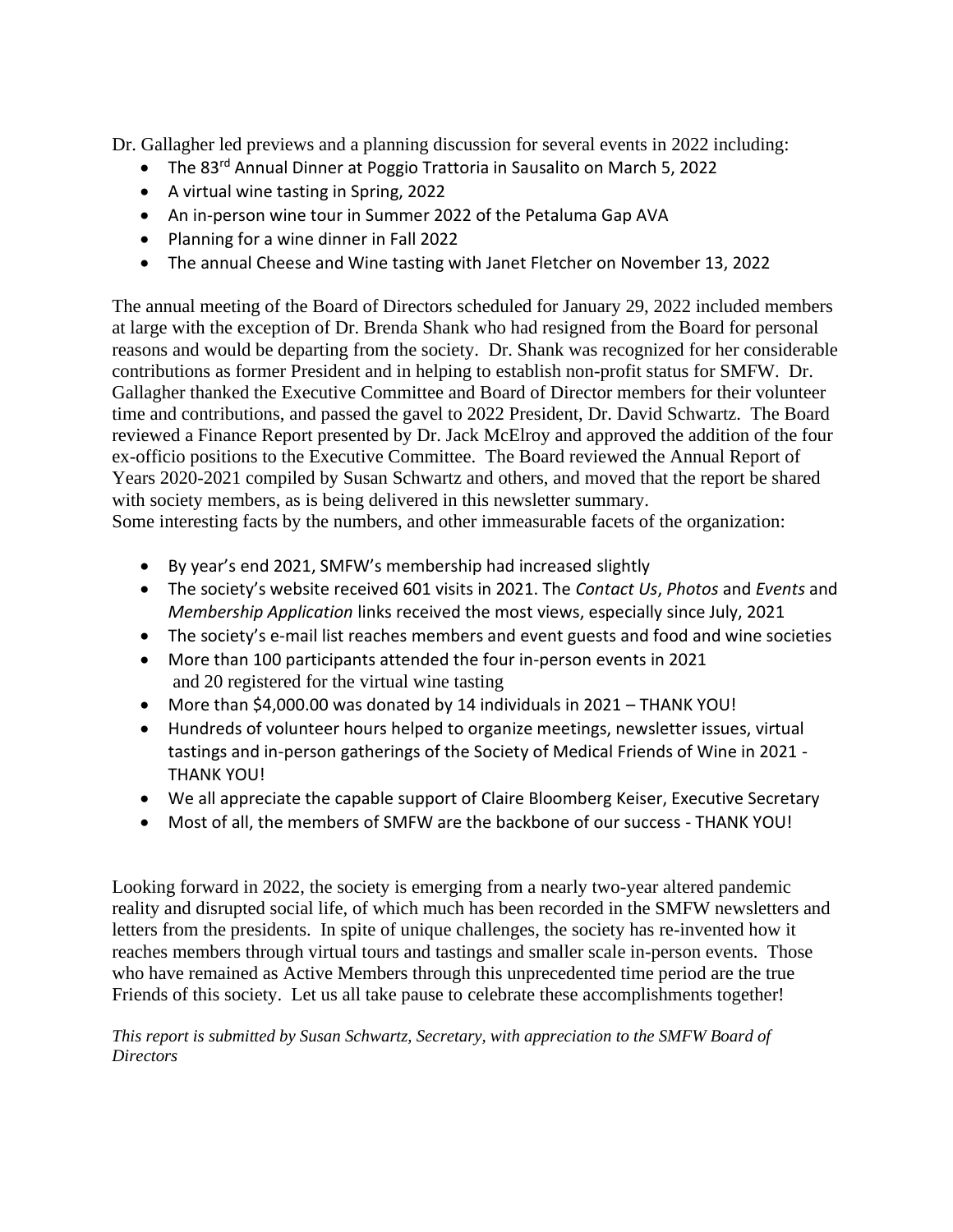Dr. Gallagher led previews and a planning discussion for several events in 2022 including:

- The 83rd Annual Dinner at Poggio Trattoria in Sausalito on March 5, 2022
- A virtual wine tasting in Spring, 2022
- An in-person wine tour in Summer 2022 of the Petaluma Gap AVA
- Planning for a wine dinner in Fall 2022
- The annual Cheese and Wine tasting with Janet Fletcher on November 13, 2022

The annual meeting of the Board of Directors scheduled for January 29, 2022 included members at large with the exception of Dr. Brenda Shank who had resigned from the Board for personal reasons and would be departing from the society. Dr. Shank was recognized for her considerable contributions as former President and in helping to establish non-profit status for SMFW. Dr. Gallagher thanked the Executive Committee and Board of Director members for their volunteer time and contributions, and passed the gavel to 2022 President, Dr. David Schwartz. The Board reviewed a Finance Report presented by Dr. Jack McElroy and approved the addition of the four ex-officio positions to the Executive Committee. The Board reviewed the Annual Report of Years 2020-2021 compiled by Susan Schwartz and others, and moved that the report be shared with society members, as is being delivered in this newsletter summary.
Some interesting facts by the numbers, and other immeasurable facets of the organization:

- By year's end 2021, SMFW's membership had increased slightly
- The society's website received 601 visits in 2021. The *Contact Us*, *Photos* and *Events* and *Membership Application* links received the most views, especially since July, 2021
- The society's e-mail list reaches members and event guests and food and wine societies
- More than 100 participants attended the four in-person events in 2021 and 20 registered for the virtual wine tasting
- More than $4,000.00 was donated by 14 individuals in 2021 – THANK YOU!
- Hundreds of volunteer hours helped to organize meetings, newsletter issues, virtual tastings and in-person gatherings of the Society of Medical Friends of Wine in 2021 - THANK YOU!
- We all appreciate the capable support of Claire Bloomberg Keiser, Executive Secretary
- Most of all, the members of SMFW are the backbone of our success - THANK YOU!

Looking forward in 2022, the society is emerging from a nearly two-year altered pandemic reality and disrupted social life, of which much has been recorded in the SMFW newsletters and letters from the presidents. In spite of unique challenges, the society has re-invented how it reaches members through virtual tours and tastings and smaller scale in-person events. Those who have remained as Active Members through this unprecedented time period are the true Friends of this society. Let us all take pause to celebrate these accomplishments together!

*This report is submitted by Susan Schwartz, Secretary, with appreciation to the SMFW Board of Directors*